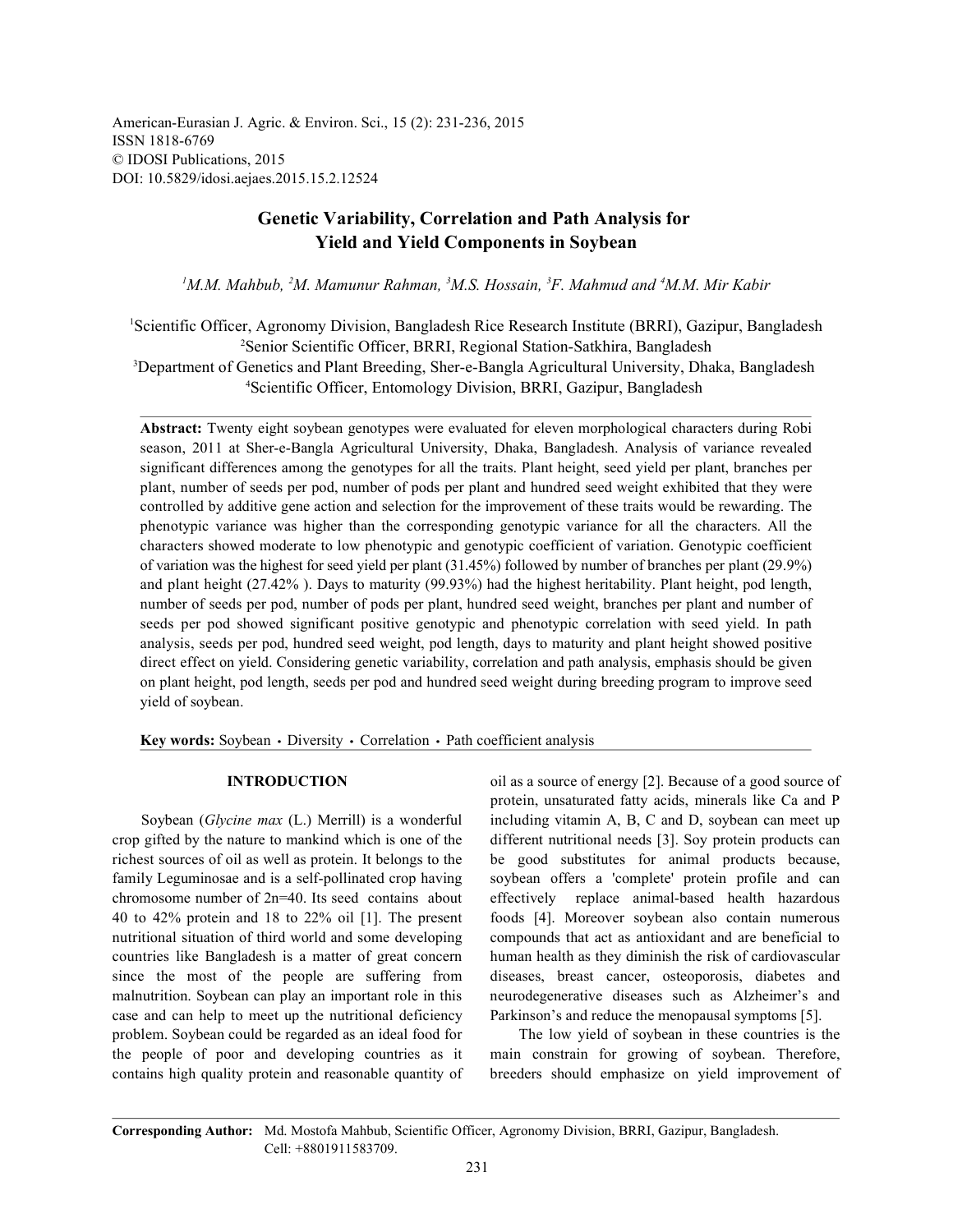American-Eurasian J. Agric. & Environ. Sci., 15 (2): 231-236, 2015
ISSN 1818-6769
© IDOSI Publications, 2015
DOI: 10.5829/idosi.aejaes.2015.15.2.12524

# Genetic Variability, Correlation and Path Analysis for Yield and Yield Components in Soybean

[1]M.M. Mahbub, [2]M. Mamunur Rahman, [3]M.S. Hossain, [3]F. Mahmud and [4]M.M. Mir Kabir

[1]Scientific Officer, Agronomy Division, Bangladesh Rice Research Institute (BRRI), Gazipur, Bangladesh
[2]Senior Scientific Officer, BRRI, Regional Station-Satkhira, Bangladesh
[3]Department of Genetics and Plant Breeding, Sher-e-Bangla Agricultural University, Dhaka, Bangladesh
[4]Scientific Officer, Entomology Division, BRRI, Gazipur, Bangladesh

**Abstract:** Twenty eight soybean genotypes were evaluated for eleven morphological characters during Robi season, 2011 at Sher-e-Bangla Agricultural University, Dhaka, Bangladesh. Analysis of variance revealed significant differences among the genotypes for all the traits. Plant height, seed yield per plant, branches per plant, number of seeds per pod, number of pods per plant and hundred seed weight exhibited that they were controlled by additive gene action and selection for the improvement of these traits would be rewarding. The phenotypic variance was higher than the corresponding genotypic variance for all the characters. All the characters showed moderate to low phenotypic and genotypic coefficient of variation. Genotypic coefficient of variation was the highest for seed yield per plant (31.45%) followed by number of branches per plant (29.9%) and plant height (27.42% ). Days to maturity (99.93%) had the highest heritability. Plant height, pod length, number of seeds per pod, number of pods per plant, hundred seed weight, branches per plant and number of seeds per pod showed significant positive genotypic and phenotypic correlation with seed yield. In path analysis, seeds per pod, hundred seed weight, pod length, days to maturity and plant height showed positive direct effect on yield. Considering genetic variability, correlation and path analysis, emphasis should be given on plant height, pod length, seeds per pod and hundred seed weight during breeding program to improve seed yield of soybean.

**Key words:** Soybean • Diversity • Correlation • Path coefficient analysis

## INTRODUCTION

Soybean (*Glycine max* (L.) Merrill) is a wonderful crop gifted by the nature to mankind which is one of the richest sources of oil as well as protein. It belongs to the family Leguminosae and is a self-pollinated crop having chromosome number of 2n=40. Its seed contains about 40 to 42% protein and 18 to 22% oil [1]. The present nutritional situation of third world and some developing countries like Bangladesh is a matter of great concern since the most of the people are suffering from malnutrition. Soybean can play an important role in this case and can help to meet up the nutritional deficiency problem. Soybean could be regarded as an ideal food for the people of poor and developing countries as it contains high quality protein and reasonable quantity of oil as a source of energy [2]. Because of a good source of protein, unsaturated fatty acids, minerals like Ca and P including vitamin A, B, C and D, soybean can meet up different nutritional needs [3]. Soy protein products can be good substitutes for animal products because, soybean offers a 'complete' protein profile and can effectively replace animal-based health hazardous foods [4]. Moreover soybean also contain numerous compounds that act as antioxidant and are beneficial to human health as they diminish the risk of cardiovascular diseases, breast cancer, osteoporosis, diabetes and neurodegenerative diseases such as Alzheimer's and Parkinson's and reduce the menopausal symptoms [5].

The low yield of soybean in these countries is the main constrain for growing of soybean. Therefore, breeders should emphasize on yield improvement of

**Corresponding Author:** Md. Mostofa Mahbub, Scientific Officer, Agronomy Division, BRRI, Gazipur, Bangladesh. Cell: +8801911583709.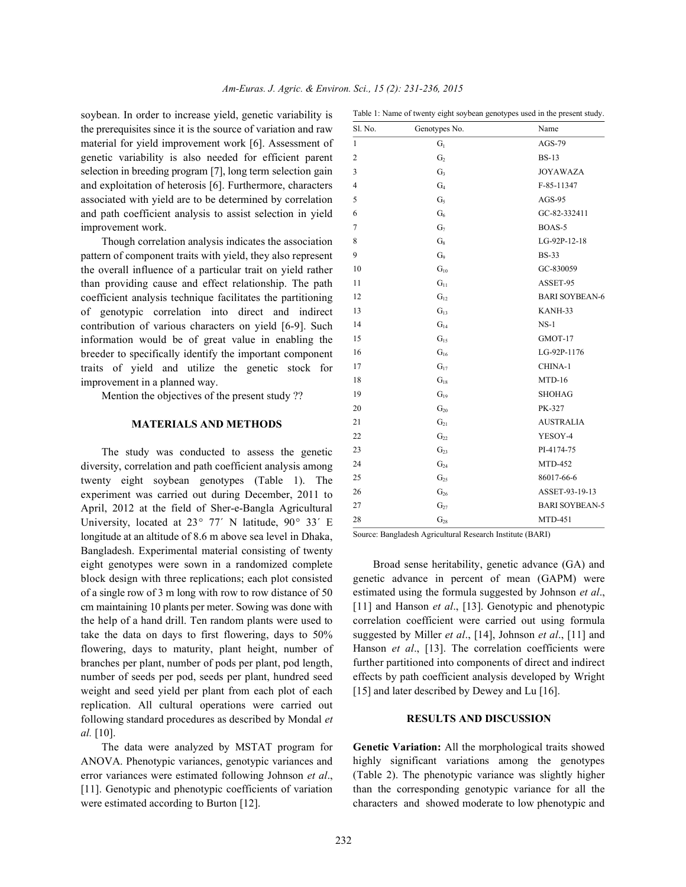soybean. In order to increase yield, genetic variability is the prerequisites since it is the source of variation and raw material for yield improvement work [6]. Assessment of genetic variability is also needed for efficient parent selection in breeding program [7], long term selection gain and exploitation of heterosis [6]. Furthermore, characters associated with yield are to be determined by correlation and path coefficient analysis to assist selection in yield improvement work.

Though correlation analysis indicates the association pattern of component traits with yield, they also represent the overall influence of a particular trait on yield rather than providing cause and effect relationship. The path coefficient analysis technique facilitates the partitioning of genotypic correlation into direct and indirect contribution of various characters on yield [6-9]. Such information would be of great value in enabling the breeder to specifically identify the important component traits of yield and utilize the genetic stock for improvement in a planned way.

Mention the objectives of the present study ??

## MATERIALS AND METHODS

The study was conducted to assess the genetic diversity, correlation and path coefficient analysis among twenty eight soybean genotypes (Table 1). The experiment was carried out during December, 2011 to April, 2012 at the field of Sher-e-Bangla Agricultural University, located at 23° 77´ N latitude, 90° 33´ E longitude at an altitude of 8.6 m above sea level in Dhaka, Bangladesh. Experimental material consisting of twenty eight genotypes were sown in a randomized complete block design with three replications; each plot consisted of a single row of 3 m long with row to row distance of 50 cm maintaining 10 plants per meter. Sowing was done with the help of a hand drill. Ten random plants were used to take the data on days to first flowering, days to 50% flowering, days to maturity, plant height, number of branches per plant, number of pods per plant, pod length, number of seeds per pod, seeds per plant, hundred seed weight and seed yield per plant from each plot of each replication. All cultural operations were carried out following standard procedures as described by Mondal *et al.* [10].

The data were analyzed by MSTAT program for ANOVA. Phenotypic variances, genotypic variances and error variances were estimated following Johnson *et al*., [11]. Genotypic and phenotypic coefficients of variation were estimated according to Burton [12].

Table 1: Name of twenty eight soybean genotypes used in the present study.

| Sl. No. | Genotypes No. | Name |
|---|---|---|
| 1 | $G_1$ | AGS-79 |
| 2 | $G_2$ | BS-13 |
| 3 | $G_3$ | JOYAWAZA |
| 4 | $G_4$ | F-85-11347 |
| 5 | $G_5$ | AGS-95 |
| 6 | $G_6$ | GC-82-332411 |
| 7 | $G_7$ | BOAS-5 |
| 8 | $G_8$ | LG-92P-12-18 |
| 9 | $G_9$ | BS-33 |
| 10 | $G_{10}$ | GC-830059 |
| 11 | $G_{11}$ | ASSET-95 |
| 12 | $G_{12}$ | BARI SOYBEAN-6 |
| 13 | $G_{13}$ | KANH-33 |
| 14 | $G_{14}$ | NS-1 |
| 15 | $G_{15}$ | GMOT-17 |
| 16 | $G_{16}$ | LG-92P-1176 |
| 17 | $G_{17}$ | CHINA-1 |
| 18 | $G_{18}$ | MTD-16 |
| 19 | $G_{19}$ | SHOHAG |
| 20 | $G_{20}$ | PK-327 |
| 21 | $G_{21}$ | AUSTRALIA |
| 22 | $G_{22}$ | YESOY-4 |
| 23 | $G_{23}$ | PI-4174-75 |
| 24 | $G_{24}$ | MTD-452 |
| 25 | $G_{25}$ | 86017-66-6 |
| 26 | $G_{26}$ | ASSET-93-19-13 |
| 27 | $G_{27}$ | BARI SOYBEAN-5 |
| 28 | $G_{28}$ | MTD-451 |

Source: Bangladesh Agricultural Research Institute (BARI)

Broad sense heritability, genetic advance (GA) and genetic advance in percent of mean (GAPM) were estimated using the formula suggested by Johnson *et al*., [11] and Hanson *et al*., [13]. Genotypic and phenotypic correlation coefficient were carried out using formula suggested by Miller *et al*., [14], Johnson *et al*., [11] and Hanson *et al*., [13]. The correlation coefficients were further partitioned into components of direct and indirect effects by path coefficient analysis developed by Wright [15] and later described by Dewey and Lu [16].

## RESULTS AND DISCUSSION

**Genetic Variation:** All the morphological traits showed highly significant variations among the genotypes (Table 2). The phenotypic variance was slightly higher than the corresponding genotypic variance for all the characters and showed moderate to low phenotypic and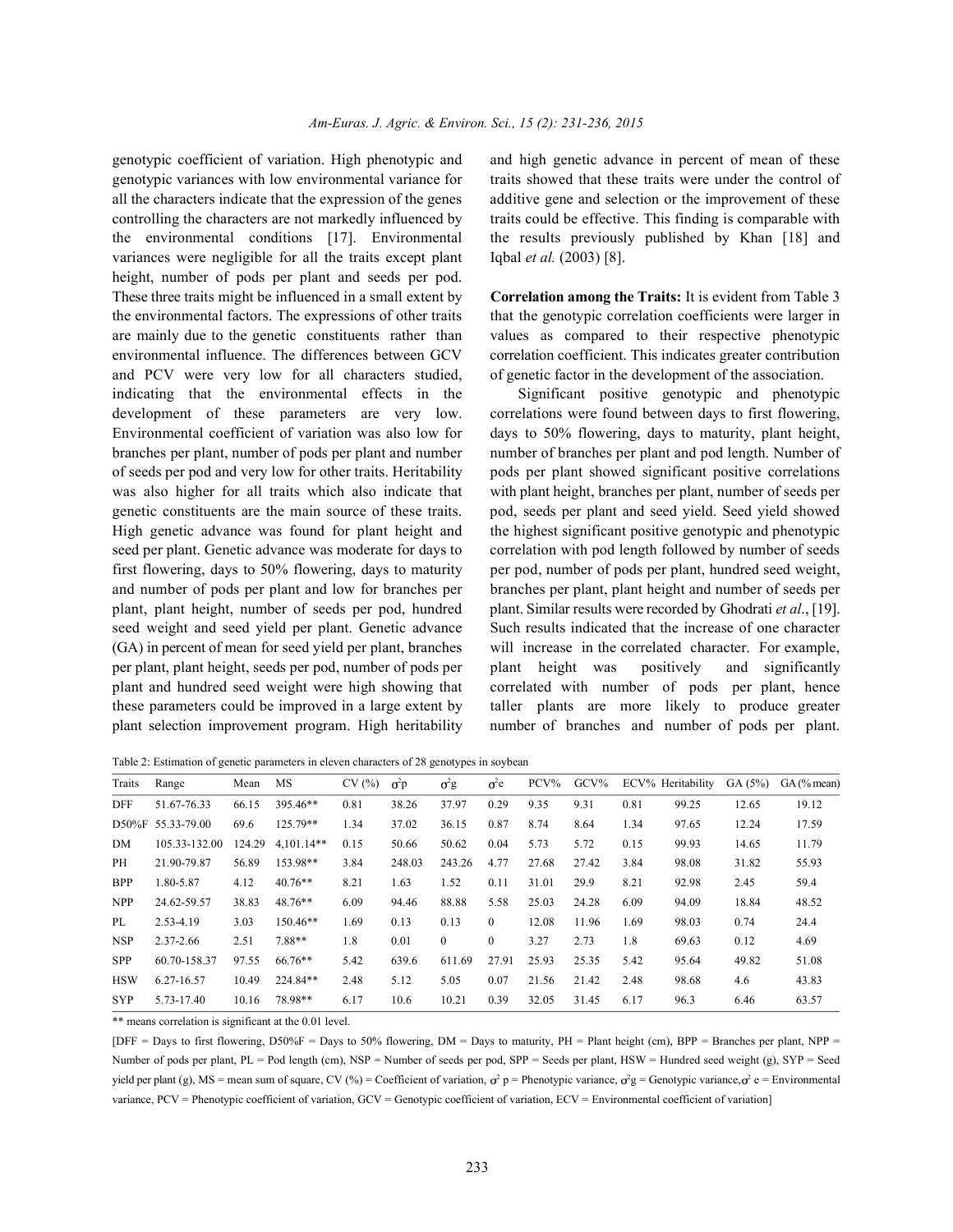genotypic coefficient of variation. High phenotypic and genotypic variances with low environmental variance for all the characters indicate that the expression of the genes controlling the characters are not markedly influenced by the environmental conditions [17]. Environmental variances were negligible for all the traits except plant height, number of pods per plant and seeds per pod. These three traits might be influenced in a small extent by the environmental factors. The expressions of other traits are mainly due to the genetic constituents rather than environmental influence. The differences between GCV and PCV were very low for all characters studied, indicating that the environmental effects in the development of these parameters are very low. Environmental coefficient of variation was also low for branches per plant, number of pods per plant and number of seeds per pod and very low for other traits. Heritability was also higher for all traits which also indicate that genetic constituents are the main source of these traits. High genetic advance was found for plant height and seed per plant. Genetic advance was moderate for days to first flowering, days to 50% flowering, days to maturity and number of pods per plant and low for branches per plant, plant height, number of seeds per pod, hundred seed weight and seed yield per plant. Genetic advance (GA) in percent of mean for seed yield per plant, branches per plant, plant height, seeds per pod, number of pods per plant and hundred seed weight were high showing that these parameters could be improved in a large extent by plant selection improvement program. High heritability and high genetic advance in percent of mean of these traits showed that these traits were under the control of additive gene and selection or the improvement of these traits could be effective. This finding is comparable with the results previously published by Khan [18] and Iqbal *et al.* (2003) [8].

**Correlation among the Traits:** It is evident from Table 3 that the genotypic correlation coefficients were larger in values as compared to their respective phenotypic correlation coefficient. This indicates greater contribution of genetic factor in the development of the association.

Significant positive genotypic and phenotypic correlations were found between days to first flowering, days to 50% flowering, days to maturity, plant height, number of branches per plant and pod length. Number of pods per plant showed significant positive correlations with plant height, branches per plant, number of seeds per pod, seeds per plant and seed yield. Seed yield showed the highest significant positive genotypic and phenotypic correlation with pod length followed by number of seeds per pod, number of pods per plant, hundred seed weight, branches per plant, plant height and number of seeds per plant. Similar results were recorded by Ghodrati *et al*., [19]. Such results indicated that the increase of one character will increase in the correlated character. For example, plant height was positively and significantly correlated with number of pods per plant, hence taller plants are more likely to produce greater number of branches and number of pods per plant.

Table 2: Estimation of genetic parameters in eleven characters of 28 genotypes in soybean

| Traits | Range | Mean | MS | CV (%) | $\sigma^2$p | $\sigma^2$g | $\sigma^2$e | PCV% | GCV% | ECV% | Heritability | GA (5%) | GA (% mean) |
|---|---|---|---|---|---|---|---|---|---|---|---|---|---|
| DFF | 51.67-76.33 | 66.15 | 395.46** | 0.81 | 38.26 | 37.97 | 0.29 | 9.35 | 9.31 | 0.81 | 99.25 | 12.65 | 19.12 |
| D50%F | 55.33-79.00 | 69.6 | 125.79** | 1.34 | 37.02 | 36.15 | 0.87 | 8.74 | 8.64 | 1.34 | 97.65 | 12.24 | 17.59 |
| DM | 105.33-132.00 | 124.29 | 4,101.14** | 0.15 | 50.66 | 50.62 | 0.04 | 5.73 | 5.72 | 0.15 | 99.93 | 14.65 | 11.79 |
| PH | 21.90-79.87 | 56.89 | 153.98** | 3.84 | 248.03 | 243.26 | 4.77 | 27.68 | 27.42 | 3.84 | 98.08 | 31.82 | 55.93 |
| BPP | 1.80-5.87 | 4.12 | 40.76** | 8.21 | 1.63 | 1.52 | 0.11 | 31.01 | 29.9 | 8.21 | 92.98 | 2.45 | 59.4 |
| NPP | 24.62-59.57 | 38.83 | 48.76** | 6.09 | 94.46 | 88.88 | 5.58 | 25.03 | 24.28 | 6.09 | 94.09 | 18.84 | 48.52 |
| PL | 2.53-4.19 | 3.03 | 150.46** | 1.69 | 0.13 | 0.13 | 0 | 12.08 | 11.96 | 1.69 | 98.03 | 0.74 | 24.4 |
| NSP | 2.37-2.66 | 2.51 | 7.88** | 1.8 | 0.01 | 0 | 0 | 3.27 | 2.73 | 1.8 | 69.63 | 0.12 | 4.69 |
| SPP | 60.70-158.37 | 97.55 | 66.76** | 5.42 | 639.6 | 611.69 | 27.91 | 25.93 | 25.35 | 5.42 | 95.64 | 49.82 | 51.08 |
| HSW | 6.27-16.57 | 10.49 | 224.84** | 2.48 | 5.12 | 5.05 | 0.07 | 21.56 | 21.42 | 2.48 | 98.68 | 4.6 | 43.83 |
| SYP | 5.73-17.40 | 10.16 | 78.98** | 6.17 | 10.6 | 10.21 | 0.39 | 32.05 | 31.45 | 6.17 | 96.3 | 6.46 | 63.57 |

** means correlation is significant at the 0.01 level.

[DFF = Days to first flowering, D50%F = Days to 50% flowering, DM = Days to maturity, PH = Plant height (cm), BPP = Branches per plant, NPP = Number of pods per plant, PL = Pod length (cm), NSP = Number of seeds per pod, SPP = Seeds per plant, HSW = Hundred seed weight (g), SYP = Seed yield per plant (g), MS = mean sum of square, CV (%) = Coefficient of variation, $\sigma^2$ p = Phenotypic variance, $\sigma^2$g = Genotypic variance, $\sigma^2$ e = Environmental variance, PCV = Phenotypic coefficient of variation, GCV = Genotypic coefficient of variation, ECV = Environmental coefficient of variation]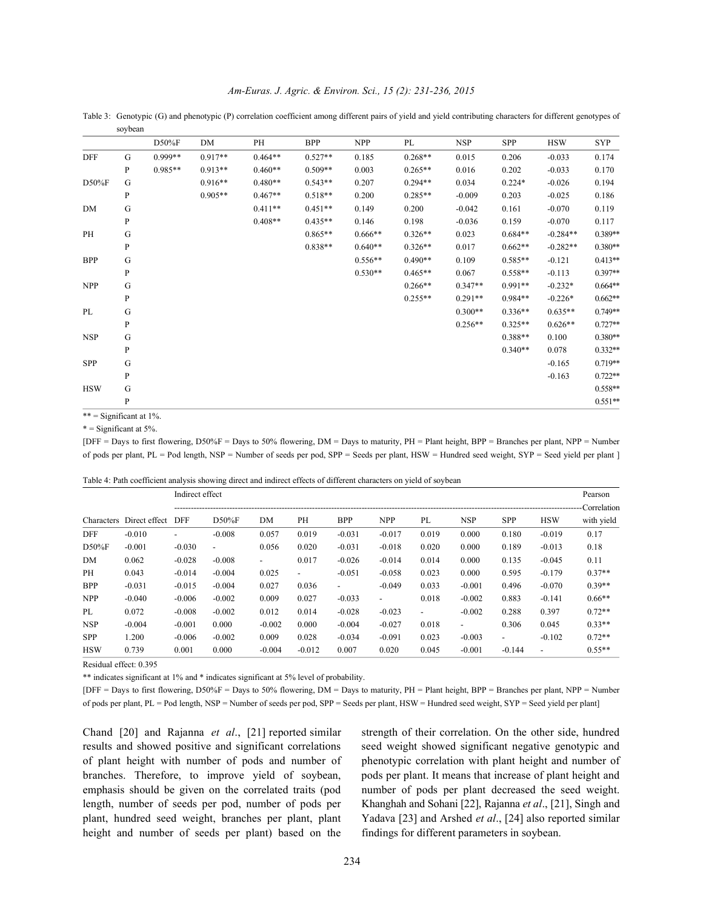Table 3: Genotypic (G) and phenotypic (P) correlation coefficient among different pairs of yield and yield contributing characters for different genotypes of soybean

| | | D50%F | DM | PH | BPP | NPP | PL | NSP | SPP | HSW | SYP |
|---|---|---|---|---|---|---|---|---|---|---|---|
| DFF | G | 0.999** | 0.917** | 0.464** | 0.527** | 0.185 | 0.268** | 0.015 | 0.206 | -0.033 | 0.174 |
| | P | 0.985** | 0.913** | 0.460** | 0.509** | 0.003 | 0.265** | 0.016 | 0.202 | -0.033 | 0.170 |
| D50%F | G | | 0.916** | 0.480** | 0.543** | 0.207 | 0.294** | 0.034 | 0.224* | -0.026 | 0.194 |
| | P | | 0.905** | 0.467** | 0.518** | 0.200 | 0.285** | -0.009 | 0.203 | -0.025 | 0.186 |
| DM | G | | | 0.411** | 0.451** | 0.149 | 0.200 | -0.042 | 0.161 | -0.070 | 0.119 |
| | P | | | 0.408** | 0.435** | 0.146 | 0.198 | -0.036 | 0.159 | -0.070 | 0.117 |
| PH | G | | | | 0.865** | 0.666** | 0.326** | 0.023 | 0.684** | -0.284** | 0.389** |
| | P | | | | 0.838** | 0.640** | 0.326** | 0.017 | 0.662** | -0.282** | 0.380** |
| BPP | G | | | | | 0.556** | 0.490** | 0.109 | 0.585** | -0.121 | 0.413** |
| | P | | | | | 0.530** | 0.465** | 0.067 | 0.558** | -0.113 | 0.397** |
| NPP | G | | | | | | 0.266** | 0.347** | 0.991** | -0.232* | 0.664** |
| | P | | | | | | 0.255** | 0.291** | 0.984** | -0.226* | 0.662** |
| PL | G | | | | | | | 0.300** | 0.336** | 0.635** | 0.749** |
| | P | | | | | | | 0.256** | 0.325** | 0.626** | 0.727** |
| NSP | G | | | | | | | | 0.388** | 0.100 | 0.380** |
| | P | | | | | | | | 0.340** | 0.078 | 0.332** |
| SPP | G | | | | | | | | | -0.165 | 0.719** |
| | P | | | | | | | | | -0.163 | 0.722** |
| HSW | G | | | | | | | | | | 0.558** |
| | P | | | | | | | | | | 0.551** |

** = Significant at 1%.

* = Significant at 5%.

[DFF = Days to first flowering, D50%F = Days to 50% flowering, DM = Days to maturity, PH = Plant height, BPP = Branches per plant, NPP = Number of pods per plant, PL = Pod length, NSP = Number of seeds per pod, SPP = Seeds per plant, HSW = Hundred seed weight, SYP = Seed yield per plant ]

Table 4: Path coefficient analysis showing direct and indirect effects of different characters on yield of soybean

| | | Indirect effect | | | | | | | | | | Pearson Correlation |
|---|---|---|---|---|---|---|---|---|---|---|---|---|
| Characters | Direct effect | DFF | D50%F | DM | PH | BPP | NPP | PL | NSP | SPP | HSW | with yield |
| DFF | -0.010 | - | -0.008 | 0.057 | 0.019 | -0.031 | -0.017 | 0.019 | 0.000 | 0.180 | -0.019 | 0.17 |
| D50%F | -0.001 | -0.030 | - | 0.056 | 0.020 | -0.031 | -0.018 | 0.020 | 0.000 | 0.189 | -0.013 | 0.18 |
| DM | 0.062 | -0.028 | -0.008 | - | 0.017 | -0.026 | -0.014 | 0.014 | 0.000 | 0.135 | -0.045 | 0.11 |
| PH | 0.043 | -0.014 | -0.004 | 0.025 | - | -0.051 | -0.058 | 0.023 | 0.000 | 0.595 | -0.179 | 0.37** |
| BPP | -0.031 | -0.015 | -0.004 | 0.027 | 0.036 | - | -0.049 | 0.033 | -0.001 | 0.496 | -0.070 | 0.39** |
| NPP | -0.040 | -0.006 | -0.002 | 0.009 | 0.027 | -0.033 | - | 0.018 | -0.002 | 0.883 | -0.141 | 0.66** |
| PL | 0.072 | -0.008 | -0.002 | 0.012 | 0.014 | -0.028 | -0.023 | - | -0.002 | 0.288 | 0.397 | 0.72** |
| NSP | -0.004 | -0.001 | 0.000 | -0.002 | 0.000 | -0.004 | -0.027 | 0.018 | - | 0.306 | 0.045 | 0.33** |
| SPP | 1.200 | -0.006 | -0.002 | 0.009 | 0.028 | -0.034 | -0.091 | 0.023 | -0.003 | - | -0.102 | 0.72** |
| HSW | 0.739 | 0.001 | 0.000 | -0.004 | -0.012 | 0.007 | 0.020 | 0.045 | -0.001 | -0.144 | - | 0.55** |

Residual effect: 0.395

** indicates significant at 1% and * indicates significant at 5% level of probability.

[DFF = Days to first flowering, D50%F = Days to 50% flowering, DM = Days to maturity, PH = Plant height, BPP = Branches per plant, NPP = Number of pods per plant, PL = Pod length, NSP = Number of seeds per pod, SPP = Seeds per plant, HSW = Hundred seed weight, SYP = Seed yield per plant]

Chand [20] and Rajanna *et al*., [21] reported similar results and showed positive and significant correlations of plant height with number of pods and number of branches. Therefore, to improve yield of soybean, emphasis should be given on the correlated traits (pod length, number of seeds per pod, number of pods per plant, hundred seed weight, branches per plant, plant height and number of seeds per plant) based on the strength of their correlation. On the other side, hundred seed weight showed significant negative genotypic and phenotypic correlation with plant height and number of pods per plant. It means that increase of plant height and number of pods per plant decreased the seed weight. Khanghah and Sohani [22], Rajanna *et al*., [21], Singh and Yadava [23] and Arshed *et al*., [24] also reported similar findings for different parameters in soybean.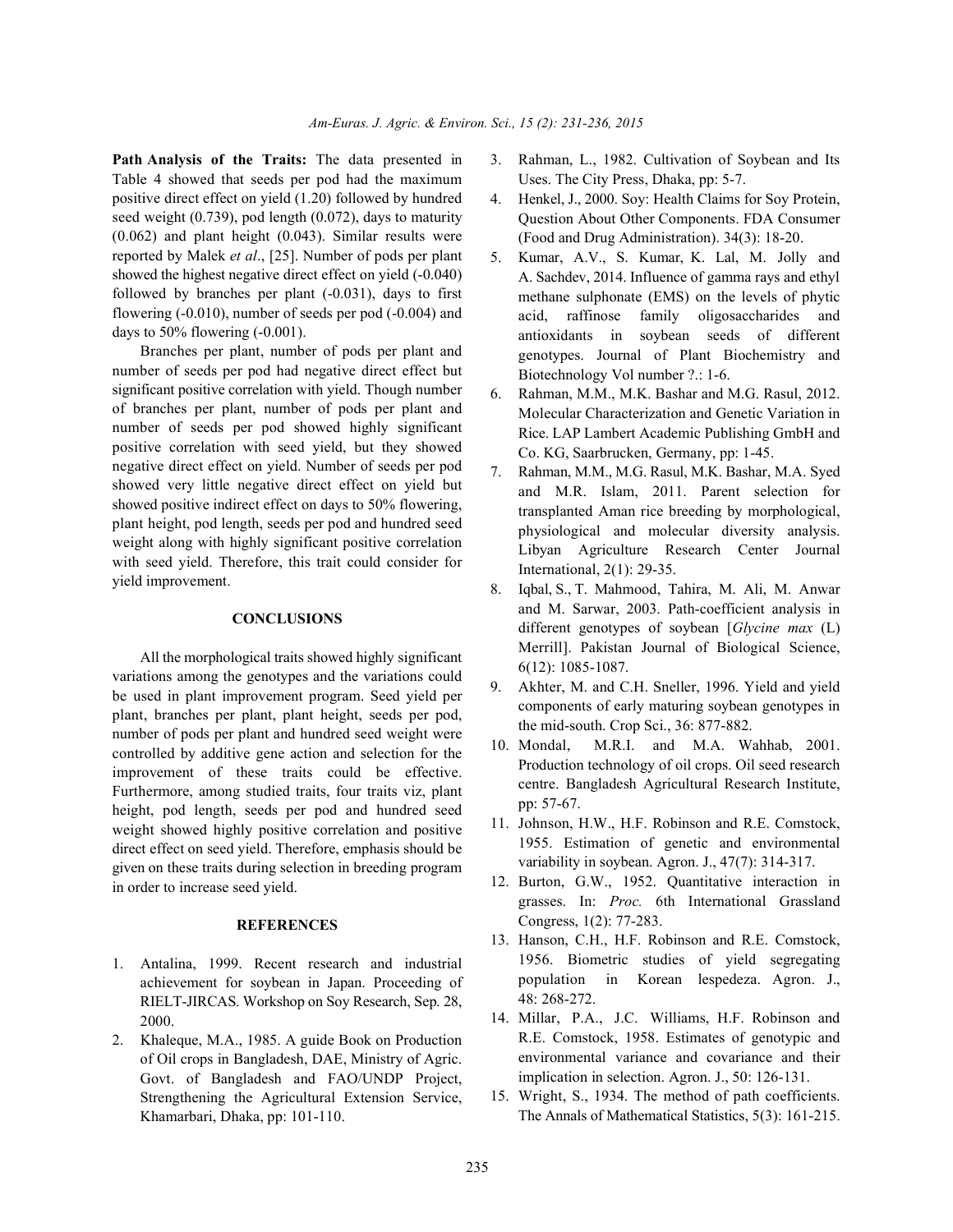**Path Analysis of the Traits:** The data presented in Table 4 showed that seeds per pod had the maximum positive direct effect on yield (1.20) followed by hundred seed weight (0.739), pod length (0.072), days to maturity (0.062) and plant height (0.043). Similar results were reported by Malek *et al*., [25]. Number of pods per plant showed the highest negative direct effect on yield (-0.040) followed by branches per plant (-0.031), days to first flowering (-0.010), number of seeds per pod (-0.004) and days to 50% flowering (-0.001).

Branches per plant, number of pods per plant and number of seeds per pod had negative direct effect but significant positive correlation with yield. Though number of branches per plant, number of pods per plant and number of seeds per pod showed highly significant positive correlation with seed yield, but they showed negative direct effect on yield. Number of seeds per pod showed very little negative direct effect on yield but showed positive indirect effect on days to 50% flowering, plant height, pod length, seeds per pod and hundred seed weight along with highly significant positive correlation with seed yield. Therefore, this trait could consider for yield improvement.

## CONCLUSIONS

All the morphological traits showed highly significant variations among the genotypes and the variations could be used in plant improvement program. Seed yield per plant, branches per plant, plant height, seeds per pod, number of pods per plant and hundred seed weight were controlled by additive gene action and selection for the improvement of these traits could be effective. Furthermore, among studied traits, four traits viz, plant height, pod length, seeds per pod and hundred seed weight showed highly positive correlation and positive direct effect on seed yield. Therefore, emphasis should be given on these traits during selection in breeding program in order to increase seed yield.

## REFERENCES

1. Antalina, 1999. Recent research and industrial achievement for soybean in Japan. Proceeding of RIELT-JIRCAS. Workshop on Soy Research, Sep. 28, 2000.
2. Khaleque, M.A., 1985. A guide Book on Production of Oil crops in Bangladesh, DAE, Ministry of Agric. Govt. of Bangladesh and FAO/UNDP Project, Strengthening the Agricultural Extension Service, Khamarbari, Dhaka, pp: 101-110.
3. Rahman, L., 1982. Cultivation of Soybean and Its Uses. The City Press, Dhaka, pp: 5-7.
4. Henkel, J., 2000. Soy: Health Claims for Soy Protein, Question About Other Components. FDA Consumer (Food and Drug Administration). 34(3): 18-20.
5. Kumar, A.V., S. Kumar, K. Lal, M. Jolly and A. Sachdev, 2014. Influence of gamma rays and ethyl methane sulphonate (EMS) on the levels of phytic acid, raffinose family oligosaccharides and antioxidants in soybean seeds of different genotypes. Journal of Plant Biochemistry and Biotechnology Vol number ?.: 1-6.
6. Rahman, M.M., M.K. Bashar and M.G. Rasul, 2012. Molecular Characterization and Genetic Variation in Rice. LAP Lambert Academic Publishing GmbH and Co. KG, Saarbrucken, Germany, pp: 1-45.
7. Rahman, M.M., M.G. Rasul, M.K. Bashar, M.A. Syed and M.R. Islam, 2011. Parent selection for transplanted Aman rice breeding by morphological, physiological and molecular diversity analysis. Libyan Agriculture Research Center Journal International, 2(1): 29-35.
8. Iqbal, S., T. Mahmood, Tahira, M. Ali, M. Anwar and M. Sarwar, 2003. Path-coefficient analysis in different genotypes of soybean [*Glycine max* (L) Merrill]. Pakistan Journal of Biological Science, 6(12): 1085-1087.
9. Akhter, M. and C.H. Sneller, 1996. Yield and yield components of early maturing soybean genotypes in the mid-south. Crop Sci., 36: 877-882.
10. Mondal, M.R.I. and M.A. Wahhab, 2001. Production technology of oil crops. Oil seed research centre. Bangladesh Agricultural Research Institute, pp: 57-67.
11. Johnson, H.W., H.F. Robinson and R.E. Comstock, 1955. Estimation of genetic and environmental variability in soybean. Agron. J., 47(7): 314-317.
12. Burton, G.W., 1952. Quantitative interaction in grasses. In: *Proc.* 6th International Grassland Congress, 1(2): 77-283.
13. Hanson, C.H., H.F. Robinson and R.E. Comstock, 1956. Biometric studies of yield segregating population in Korean lespedeza. Agron. J., 48: 268-272.
14. Millar, P.A., J.C. Williams, H.F. Robinson and R.E. Comstock, 1958. Estimates of genotypic and environmental variance and covariance and their implication in selection. Agron. J., 50: 126-131.
15. Wright, S., 1934. The method of path coefficients. The Annals of Mathematical Statistics, 5(3): 161-215.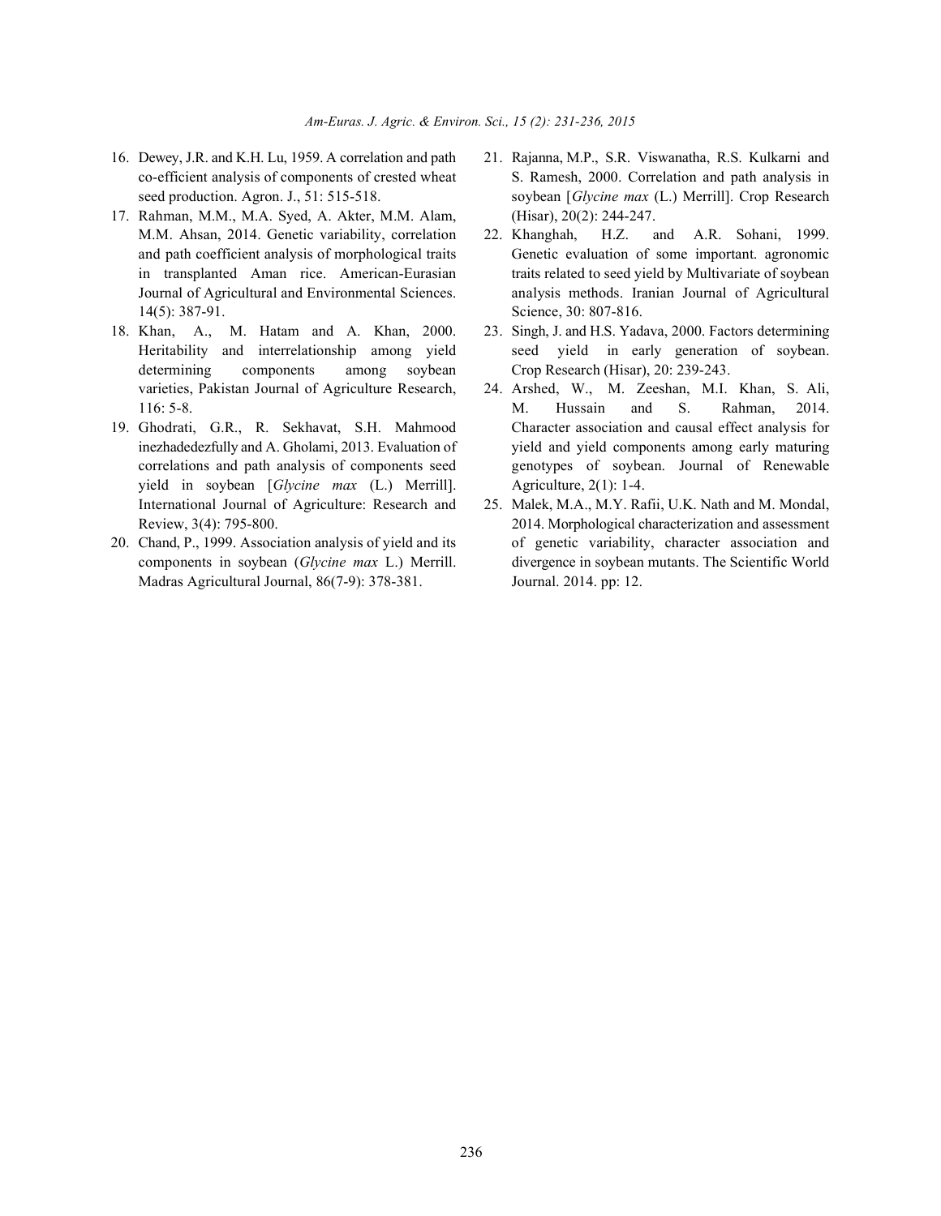16. Dewey, J.R. and K.H. Lu, 1959. A correlation and path co-efficient analysis of components of crested wheat seed production. Agron. J., 51: 515-518.
17. Rahman, M.M., M.A. Syed, A. Akter, M.M. Alam, M.M. Ahsan, 2014. Genetic variability, correlation and path coefficient analysis of morphological traits in transplanted Aman rice. American-Eurasian Journal of Agricultural and Environmental Sciences. 14(5): 387-91.
18. Khan, A., M. Hatam and A. Khan, 2000. Heritability and interrelationship among yield determining components among soybean varieties, Pakistan Journal of Agriculture Research, 116: 5-8.
19. Ghodrati, G.R., R. Sekhavat, S.H. Mahmood inezhadedezfully and A. Gholami, 2013. Evaluation of correlations and path analysis of components seed yield in soybean [*Glycine max* (L.) Merrill]. International Journal of Agriculture: Research and Review, 3(4): 795-800.
20. Chand, P., 1999. Association analysis of yield and its components in soybean (*Glycine max* L.) Merrill. Madras Agricultural Journal, 86(7-9): 378-381.
21. Rajanna, M.P., S.R. Viswanatha, R.S. Kulkarni and S. Ramesh, 2000. Correlation and path analysis in soybean [*Glycine max* (L.) Merrill]. Crop Research (Hisar), 20(2): 244-247.
22. Khanghah, H.Z. and A.R. Sohani, 1999. Genetic evaluation of some important. agronomic traits related to seed yield by Multivariate of soybean analysis methods. Iranian Journal of Agricultural Science, 30: 807-816.
23. Singh, J. and H.S. Yadava, 2000. Factors determining seed yield in early generation of soybean. Crop Research (Hisar), 20: 239-243.
24. Arshed, W., M. Zeeshan, M.I. Khan, S. Ali, M. Hussain and S. Rahman, 2014. Character association and causal effect analysis for yield and yield components among early maturing genotypes of soybean. Journal of Renewable Agriculture, 2(1): 1-4.
25. Malek, M.A., M.Y. Rafii, U.K. Nath and M. Mondal, 2014. Morphological characterization and assessment of genetic variability, character association and divergence in soybean mutants. The Scientific World Journal. 2014. pp: 12.